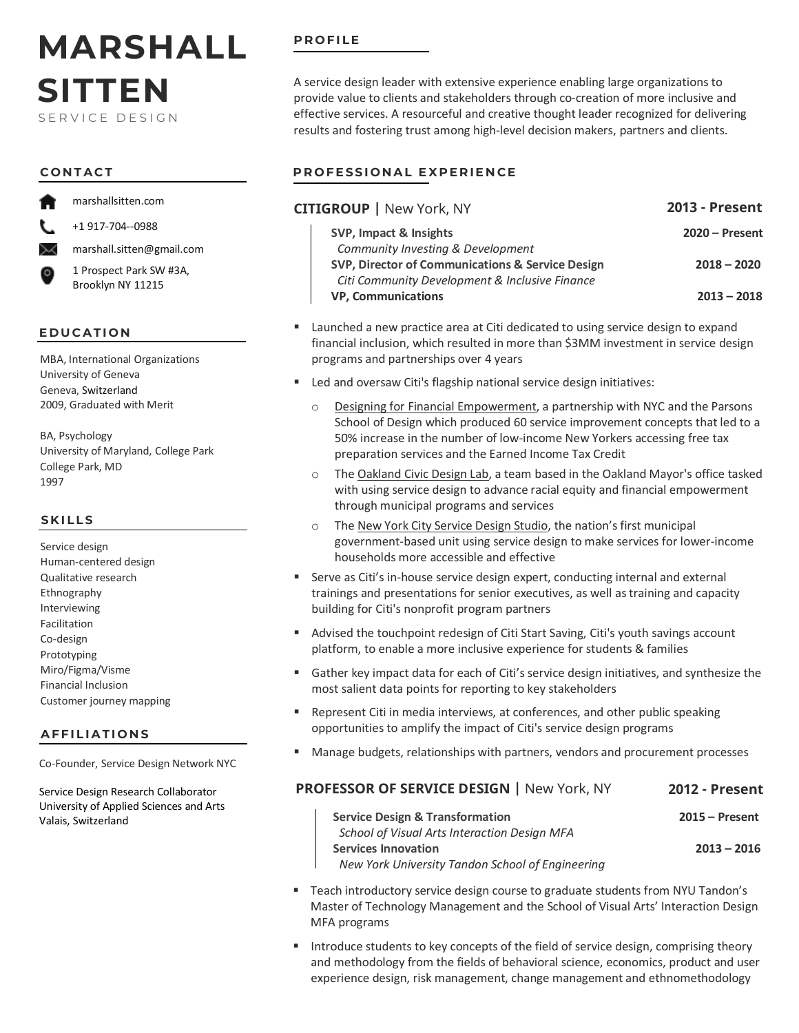# MARSHALL SITTEN

SERVICE DESIGN

## CONTACT

- marshallsitten.com
- +1 917-704--0988
- marshall.sitten@gmail.com
- 1 Prospect Park SW #3A, Brooklyn NY 11215

## EDUCATION

MBA, International Organizations
University of Geneva
Geneva, Switzerland
2009, Graduated with Merit

BA, Psychology
University of Maryland, College Park
College Park, MD
1997

## SKILLS

- Service design
- Human-centered design
- Qualitative research
- Ethnography
- Interviewing
- Facilitation
- Co-design
- Prototyping
- Miro/Figma/Visme
- Financial Inclusion
- Customer journey mapping

## AFFILIATIONS

Co-Founder, Service Design Network NYC

Service Design Research Collaborator
University of Applied Sciences and Arts
Valais, Switzerland

## PROFILE

A service design leader with extensive experience enabling large organizations to provide value to clients and stakeholders through co-creation of more inclusive and effective services. A resourceful and creative thought leader recognized for delivering results and fostering trust among high-level decision makers, partners and clients.

## PROFESSIONAL EXPERIENCE

### CITIGROUP | New York, NY — 2013 - Present

**SVP, Impact & Insights** — **2020 – Present**
*Community Investing & Development*

**SVP, Director of Communications & Service Design** — **2018 – 2020**
*Citi Community Development & Inclusive Finance*

**VP, Communications** — **2013 – 2018**

- Launched a new practice area at Citi dedicated to using service design to expand financial inclusion, which resulted in more than $3MM investment in service design programs and partnerships over 4 years
- Led and oversaw Citi's flagship national service design initiatives:
  - Designing for Financial Empowerment, a partnership with NYC and the Parsons School of Design which produced 60 service improvement concepts that led to a 50% increase in the number of low-income New Yorkers accessing free tax preparation services and the Earned Income Tax Credit
  - The Oakland Civic Design Lab, a team based in the Oakland Mayor's office tasked with using service design to advance racial equity and financial empowerment through municipal programs and services
  - The New York City Service Design Studio, the nation's first municipal government-based unit using service design to make services for lower-income households more accessible and effective
- Serve as Citi's in-house service design expert, conducting internal and external trainings and presentations for senior executives, as well as training and capacity building for Citi's nonprofit program partners
- Advised the touchpoint redesign of Citi Start Saving, Citi's youth savings account platform, to enable a more inclusive experience for students & families
- Gather key impact data for each of Citi's service design initiatives, and synthesize the most salient data points for reporting to key stakeholders
- Represent Citi in media interviews, at conferences, and other public speaking opportunities to amplify the impact of Citi's service design programs
- Manage budgets, relationships with partners, vendors and procurement processes

### PROFESSOR OF SERVICE DESIGN | New York, NY — 2012 - Present

**Service Design & Transformation** — **2015 – Present**
*School of Visual Arts Interaction Design MFA*

**Services Innovation** — **2013 – 2016**
*New York University Tandon School of Engineering*

- Teach introductory service design course to graduate students from NYU Tandon's Master of Technology Management and the School of Visual Arts' Interaction Design MFA programs
- Introduce students to key concepts of the field of service design, comprising theory and methodology from the fields of behavioral science, economics, product and user experience design, risk management, change management and ethnomethodology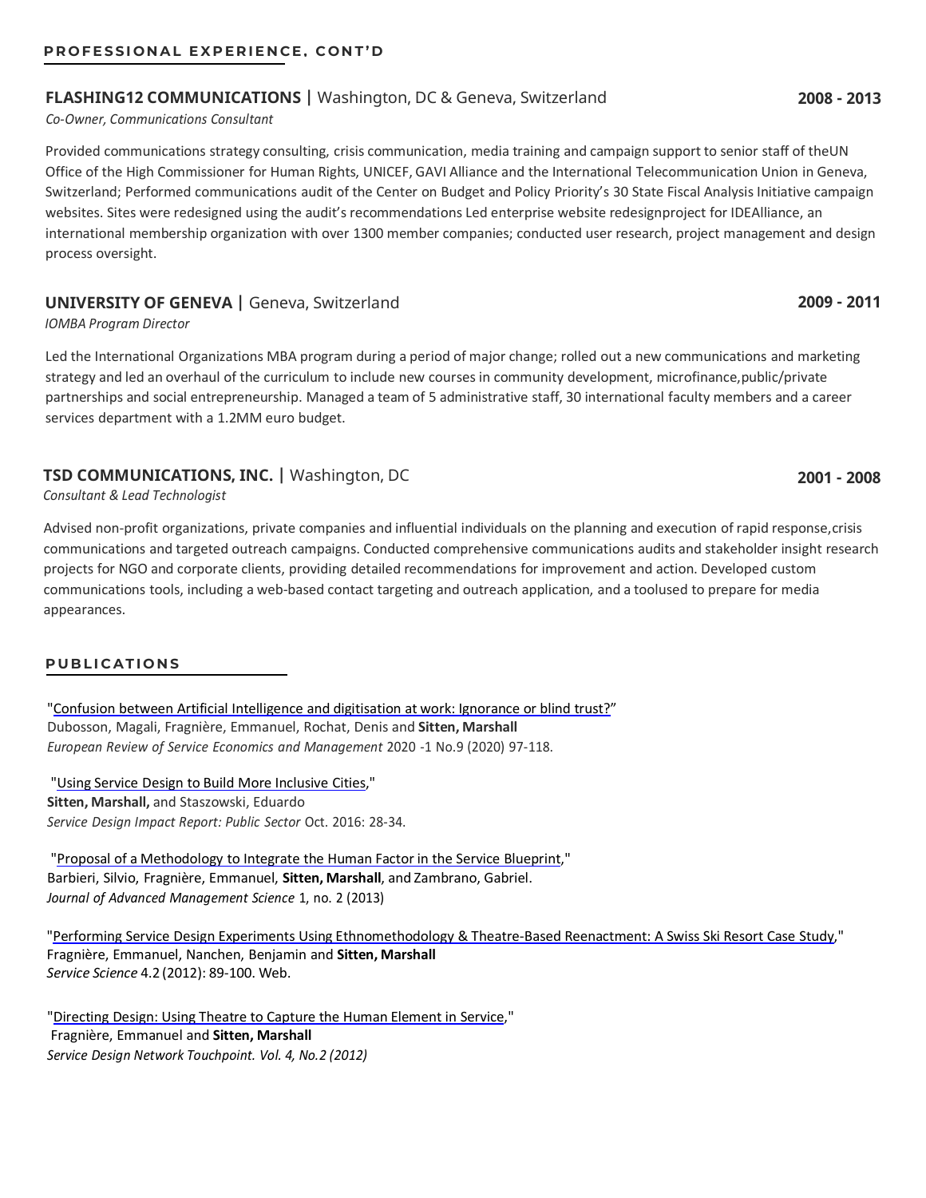## PROFESSIONAL EXPERIENCE, CONT'D

### FLASHING12 COMMUNICATIONS | Washington, DC & Geneva, Switzerland — 2008 - 2013

*Co-Owner, Communications Consultant*

Provided communications strategy consulting, crisis communication, media training and campaign support to senior staff of theUN Office of the High Commissioner for Human Rights, UNICEF, GAVI Alliance and the International Telecommunication Union in Geneva, Switzerland; Performed communications audit of the Center on Budget and Policy Priority's 30 State Fiscal Analysis Initiative campaign websites. Sites were redesigned using the audit's recommendations Led enterprise website redesignproject for IDEAlliance, an international membership organization with over 1300 member companies; conducted user research, project management and design process oversight.

### UNIVERSITY OF GENEVA | Geneva, Switzerland — 2009 - 2011

*IOMBA Program Director*

Led the International Organizations MBA program during a period of major change; rolled out a new communications and marketing strategy and led an overhaul of the curriculum to include new courses in community development, microfinance,public/private partnerships and social entrepreneurship. Managed a team of 5 administrative staff, 30 international faculty members and a career services department with a 1.2MM euro budget.

### TSD COMMUNICATIONS, INC. | Washington, DC — 2001 - 2008

*Consultant & Lead Technologist*

Advised non-profit organizations, private companies and influential individuals on the planning and execution of rapid response,crisis communications and targeted outreach campaigns. Conducted comprehensive communications audits and stakeholder insight research projects for NGO and corporate clients, providing detailed recommendations for improvement and action. Developed custom communications tools, including a web-based contact targeting and outreach application, and a toolused to prepare for media appearances.

## PUBLICATIONS

"Confusion between Artificial Intelligence and digitisation at work: Ignorance or blind trust?"
Dubosson, Magali, Fragnière, Emmanuel, Rochat, Denis and **Sitten, Marshall**
*European Review of Service Economics and Management* 2020 -1 No.9 (2020) 97-118.

"Using Service Design to Build More Inclusive Cities,"
**Sitten, Marshall,** and Staszowski, Eduardo
*Service Design Impact Report: Public Sector* Oct. 2016: 28-34.

"Proposal of a Methodology to Integrate the Human Factor in the Service Blueprint,"
Barbieri, Silvio, Fragnière, Emmanuel, **Sitten, Marshall**, and Zambrano, Gabriel.
*Journal of Advanced Management Science* 1, no. 2 (2013)

"Performing Service Design Experiments Using Ethnomethodology & Theatre-Based Reenactment: A Swiss Ski Resort Case Study,"
Fragnière, Emmanuel, Nanchen, Benjamin and **Sitten, Marshall**
*Service Science* 4.2 (2012): 89-100. Web.

"Directing Design: Using Theatre to Capture the Human Element in Service,"
Fragnière, Emmanuel and **Sitten, Marshall**
*Service Design Network Touchpoint. Vol. 4, No.2 (2012)*